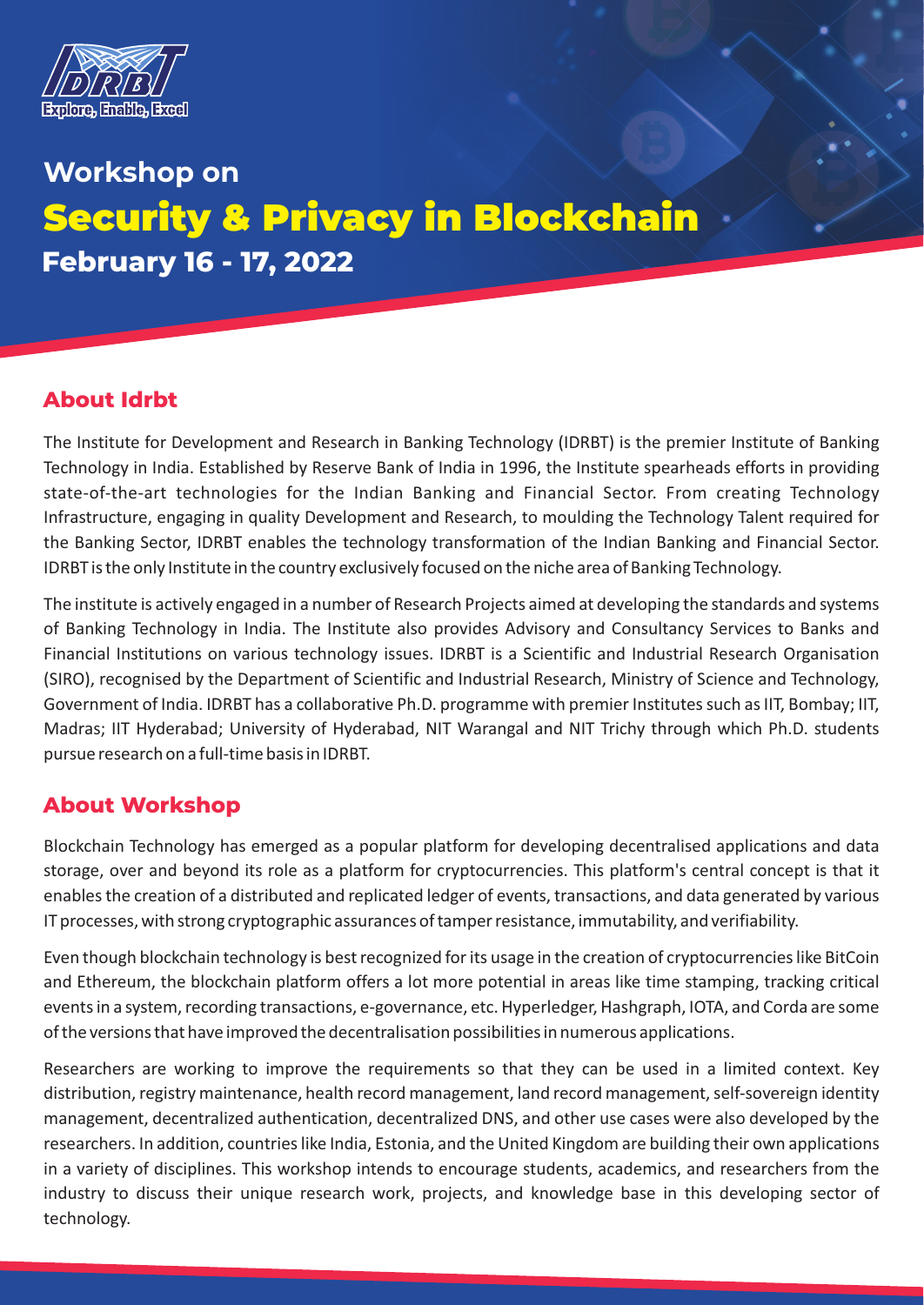IDRBT

Explore, Enable, Excel

# Workshop on

# Security & Privacy in Blockchain

## February 16 - 17, 2022

## About Idrbt

The Institute for Development and Research in Banking Technology (IDRBT) is the premier Institute of Banking Technology in India. Established by Reserve Bank of India in 1996, the Institute spearheads efforts in providing state-of-the-art technologies for the Indian Banking and Financial Sector. From creating Technology Infrastructure, engaging in quality Development and Research, to moulding the Technology Talent required for the Banking Sector, IDRBT enables the technology transformation of the Indian Banking and Financial Sector. IDRBT is the only Institute in the country exclusively focused on the niche area of Banking Technology.

The institute is actively engaged in a number of Research Projects aimed at developing the standards and systems of Banking Technology in India. The Institute also provides Advisory and Consultancy Services to Banks and Financial Institutions on various technology issues. IDRBT is a Scientific and Industrial Research Organisation (SIRO), recognised by the Department of Scientific and Industrial Research, Ministry of Science and Technology, Government of India. IDRBT has a collaborative Ph.D. programme with premier Institutes such as IIT, Bombay; IIT, Madras; IIT Hyderabad; University of Hyderabad, NIT Warangal and NIT Trichy through which Ph.D. students pursue research on a full-time basis in IDRBT.

## About Workshop

Blockchain Technology has emerged as a popular platform for developing decentralised applications and data storage, over and beyond its role as a platform for cryptocurrencies. This platform's central concept is that it enables the creation of a distributed and replicated ledger of events, transactions, and data generated by various IT processes, with strong cryptographic assurances of tamper resistance, immutability, and verifiability.

Even though blockchain technology is best recognized for its usage in the creation of cryptocurrencies like BitCoin and Ethereum, the blockchain platform offers a lot more potential in areas like time stamping, tracking critical events in a system, recording transactions, e-governance, etc. Hyperledger, Hashgraph, IOTA, and Corda are some of the versions that have improved the decentralisation possibilities in numerous applications.

Researchers are working to improve the requirements so that they can be used in a limited context. Key distribution, registry maintenance, health record management, land record management, self-sovereign identity management, decentralized authentication, decentralized DNS, and other use cases were also developed by the researchers. In addition, countries like India, Estonia, and the United Kingdom are building their own applications in a variety of disciplines. This workshop intends to encourage students, academics, and researchers from the industry to discuss their unique research work, projects, and knowledge base in this developing sector of technology.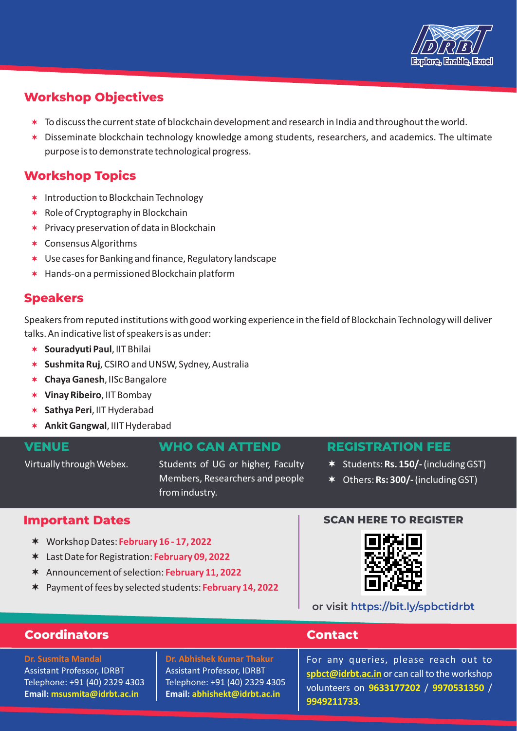## Workshop Objectives

- To discuss the current state of blockchain development and research in India and throughout the world.
- Disseminate blockchain technology knowledge among students, researchers, and academics. The ultimate purpose is to demonstrate technological progress.

## Workshop Topics

- Introduction to Blockchain Technology
- Role of Cryptography in Blockchain
- Privacy preservation of data in Blockchain
- Consensus Algorithms
- Use cases for Banking and finance, Regulatory landscape
- Hands-on a permissioned Blockchain platform

## Speakers

Speakers from reputed institutions with good working experience in the field of Blockchain Technology will deliver talks. An indicative list of speakers is as under:

- **Souradyuti Paul**, IIT Bhilai
- **Sushmita Ruj**, CSIRO and UNSW, Sydney, Australia
- **Chaya Ganesh**, IISc Bangalore
- **Vinay Ribeiro**, IIT Bombay
- **Sathya Peri**, IIT Hyderabad
- **Ankit Gangwal**, IIIT Hyderabad

## VENUE

Virtually through Webex.

## WHO CAN ATTEND

Students of UG or higher, Faculty Members, Researchers and people from industry.

## REGISTRATION FEE

- Students: **Rs. 150/-** (including GST)
- Others: **Rs: 300/-** (including GST)

## Important Dates

- Workshop Dates: **February 16 - 17, 2022**
- Last Date for Registration: **February 09, 2022**
- Announcement of selection: **February 11, 2022**
- Payment of fees by selected students: **February 14, 2022**

**SCAN HERE TO REGISTER**

or visit https://bit.ly/spbctidrbt

## Coordinators

**Dr. Susmita Mandal**
Assistant Professor, IDRBT
Telephone: +91 (40) 2329 4303
**Email: msusmita@idrbt.ac.in**

**Dr. Abhishek Kumar Thakur**
Assistant Professor, IDRBT
Telephone: +91 (40) 2329 4305
**Email: abhishekt@idrbt.ac.in**

## Contact

For any queries, please reach out to **spbct@idrbt.ac.in** or can call to the workshop volunteers on **9633177202** / **9970531350** / **9949211733**.